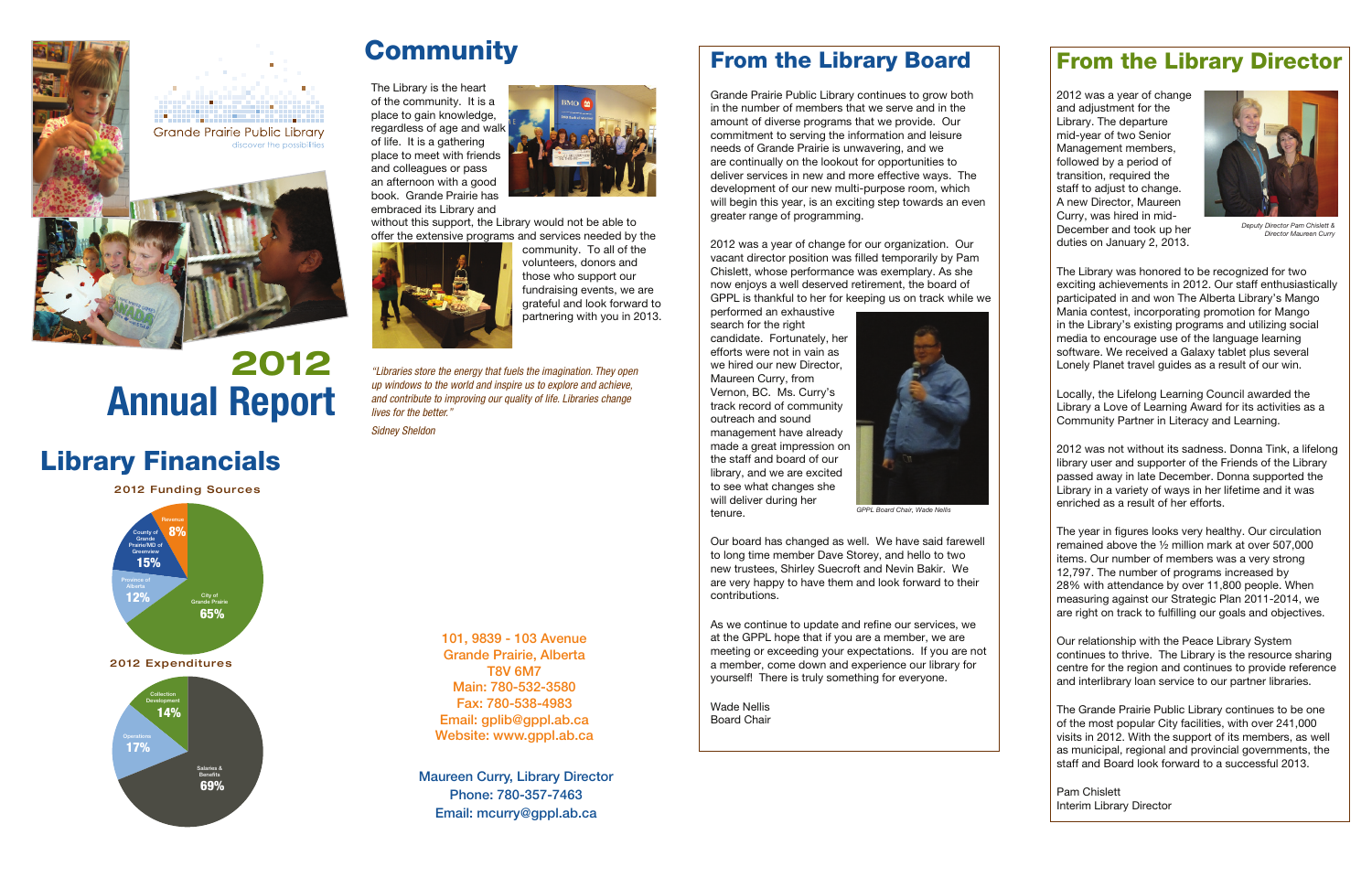Grande Prairie Public Library

discover the possibilities

# 2012 Annual Report

## Library Financials

**2012 Funding Sources**

- City of Grande Prairie: 65%
- Province of Alberta: 12%
- County of Grande Prairie/MD of Greenview: 15%
- Revenue: 8%

**2012 Expenditures**

- Salaries & Benefits: 69%
- Operations: 17%
- Collection Development: 14%

## Community

The Library is the heart of the community. It is a place to gain knowledge, regardless of age and walk of life. It is a gathering place to meet with friends and colleagues or pass an afternoon with a good book. Grande Prairie has embraced its Library and without this support, the Library would not be able to offer the extensive programs and services needed by the community. To all of the volunteers, donors and those who support our fundraising events, we are grateful and look forward to partnering with you in 2013.

*"Libraries store the energy that fuels the imagination. They open up windows to the world and inspire us to explore and achieve, and contribute to improving our quality of life. Libraries change lives for the better."*

*Sidney Sheldon*

**101, 9839 - 103 Avenue**
**Grande Prairie, Alberta**
**T8V 6M7**
**Main: 780-532-3580**
**Fax: 780-538-4983**
**Email: gplib@gppl.ab.ca**
**Website: www.gppl.ab.ca**

**Maureen Curry, Library Director**
**Phone: 780-357-7463**
**Email: mcurry@gppl.ab.ca**

## From the Library Board

Grande Prairie Public Library continues to grow both in the number of members that we serve and in the amount of diverse programs that we provide. Our commitment to serving the information and leisure needs of Grande Prairie is unwavering, and we are continually on the lookout for opportunities to deliver services in new and more effective ways. The development of our new multi-purpose room, which will begin this year, is an exciting step towards an even greater range of programming.

2012 was a year of change for our organization. Our vacant director position was filled temporarily by Pam Chislett, whose performance was exemplary. As she now enjoys a well deserved retirement, the board of GPPL is thankful to her for keeping us on track while we performed an exhaustive search for the right candidate. Fortunately, her efforts were not in vain as we hired our new Director, Maureen Curry, from Vernon, BC. Ms. Curry's track record of community outreach and sound management have already made a great impression on the staff and board of our library, and we are excited to see what changes she will deliver during her tenure.

*GPPL Board Chair, Wade Nellis*

Our board has changed as well. We have said farewell to long time member Dave Storey, and hello to two new trustees, Shirley Suecroft and Nevin Bakir. We are very happy to have them and look forward to their contributions.

As we continue to update and refine our services, we at the GPPL hope that if you are a member, we are meeting or exceeding your expectations. If you are not a member, come down and experience our library for yourself! There is truly something for everyone.

Wade Nellis
Board Chair

## From the Library Director

2012 was a year of change and adjustment for the Library. The departure mid-year of two Senior Management members, followed by a period of transition, required the staff to adjust to change. A new Director, Maureen Curry, was hired in mid-December and took up her duties on January 2, 2013.

*Deputy Director Pam Chislett & Director Maureen Curry*

The Library was honored to be recognized for two exciting achievements in 2012. Our staff enthusiastically participated in and won The Alberta Library's Mango Mania contest, incorporating promotion for Mango in the Library's existing programs and utilizing social media to encourage use of the language learning software. We received a Galaxy tablet plus several Lonely Planet travel guides as a result of our win.

Locally, the Lifelong Learning Council awarded the Library a Love of Learning Award for its activities as a Community Partner in Literacy and Learning.

2012 was not without its sadness. Donna Tink, a lifelong library user and supporter of the Friends of the Library passed away in late December. Donna supported the Library in a variety of ways in her lifetime and it was enriched as a result of her efforts.

The year in figures looks very healthy. Our circulation remained above the ½ million mark at over 507,000 items. Our number of members was a very strong 12,797. The number of programs increased by 28% with attendance by over 11,800 people. When measuring against our Strategic Plan 2011-2014, we are right on track to fulfilling our goals and objectives.

Our relationship with the Peace Library System continues to thrive. The Library is the resource sharing centre for the region and continues to provide reference and interlibrary loan service to our partner libraries.

The Grande Prairie Public Library continues to be one of the most popular City facilities, with over 241,000 visits in 2012. With the support of its members, as well as municipal, regional and provincial governments, the staff and Board look forward to a successful 2013.

Pam Chislett
Interim Library Director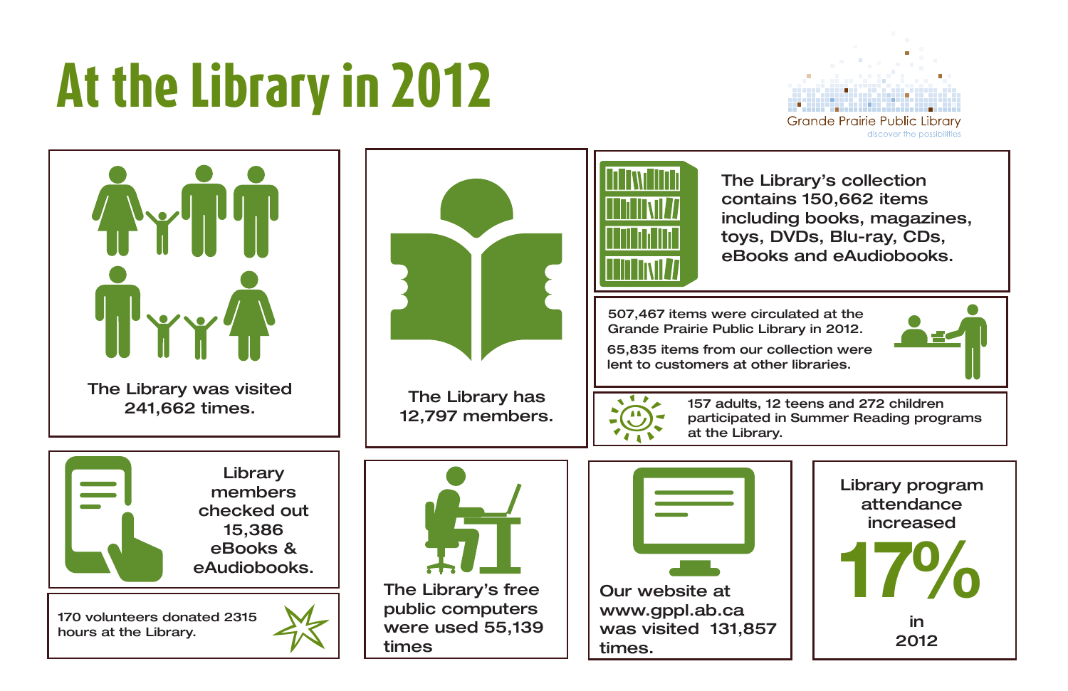# At the Library in 2012

Grande Prairie Public Library
discover the possibilities

The Library was visited 241,662 times.

The Library has 12,797 members.

The Library's collection contains 150,662 items including books, magazines, toys, DVDs, Blu-ray, CDs, eBooks and eAudiobooks.

507,467 items were circulated at the Grande Prairie Public Library in 2012.

65,835 items from our collection were lent to customers at other libraries.

157 adults, 12 teens and 272 children participated in Summer Reading programs at the Library.

Library members checked out 15,386 eBooks & eAudiobooks.

170 volunteers donated 2315 hours at the Library.

The Library's free public computers were used 55,139 times

Our website at www.gppl.ab.ca was visited 131,857 times.

Library program attendance increased

17%

in 2012